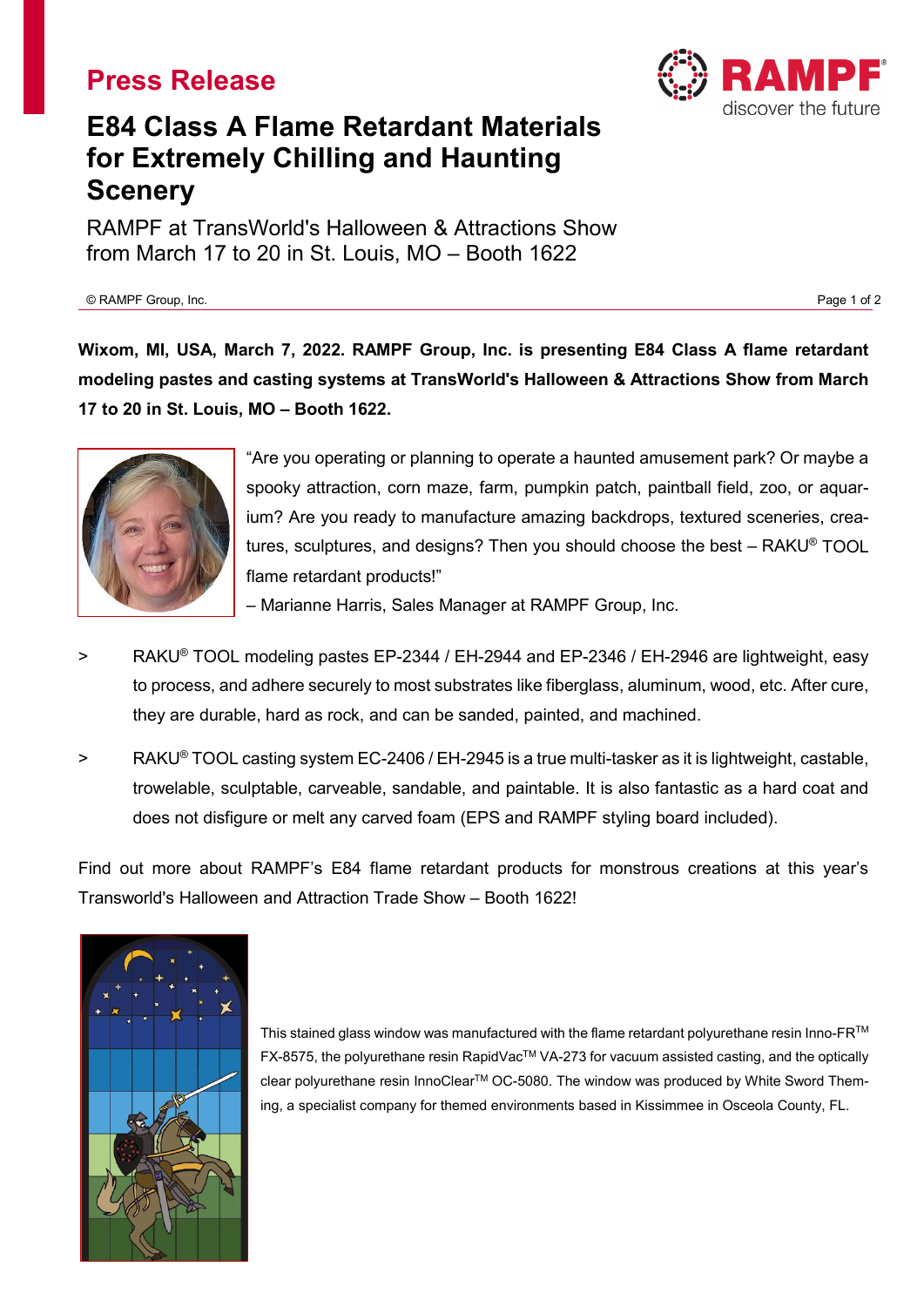# Press Release

## E84 Class A Flame Retardant Materials for Extremely Chilling and Haunting Scenery

RAMPF at TransWorld's Halloween & Attractions Show from March 17 to 20 in St. Louis, MO – Booth 1622

**Wixom, MI, USA, March 7, 2022. RAMPF Group, Inc. is presenting E84 Class A flame retardant modeling pastes and casting systems at TransWorld's Halloween & Attractions Show from March 17 to 20 in St. Louis, MO – Booth 1622.**

"Are you operating or planning to operate a haunted amusement park? Or maybe a spooky attraction, corn maze, farm, pumpkin patch, paintball field, zoo, or aquarium? Are you ready to manufacture amazing backdrops, textured sceneries, creatures, sculptures, and designs? Then you should choose the best – RAKU® TOOL flame retardant products!"
– Marianne Harris, Sales Manager at RAMPF Group, Inc.

> RAKU® TOOL modeling pastes EP-2344 / EH-2944 and EP-2346 / EH-2946 are lightweight, easy to process, and adhere securely to most substrates like fiberglass, aluminum, wood, etc. After cure, they are durable, hard as rock, and can be sanded, painted, and machined.

> RAKU® TOOL casting system EC-2406 / EH-2945 is a true multi-tasker as it is lightweight, castable, trowelable, sculptable, carveable, sandable, and paintable. It is also fantastic as a hard coat and does not disfigure or melt any carved foam (EPS and RAMPF styling board included).

Find out more about RAMPF's E84 flame retardant products for monstrous creations at this year's Transworld's Halloween and Attraction Trade Show – Booth 1622!

This stained glass window was manufactured with the flame retardant polyurethane resin Inno-FR™ FX-8575, the polyurethane resin RapidVac™ VA-273 for vacuum assisted casting, and the optically clear polyurethane resin InnoClear™ OC-5080. The window was produced by White Sword Theming, a specialist company for themed environments based in Kissimmee in Osceola County, FL.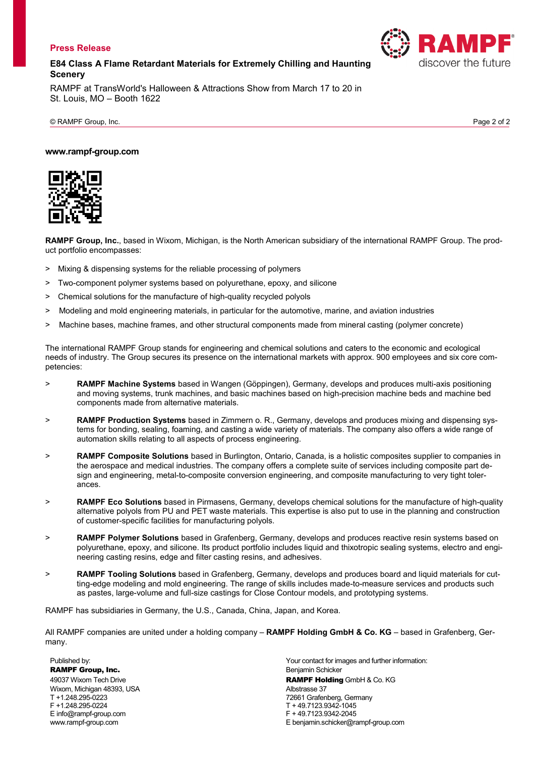**www.rampf-group.com**

**RAMPF Group, Inc.**, based in Wixom, Michigan, is the North American subsidiary of the international RAMPF Group. The product portfolio encompasses:

> Mixing & dispensing systems for the reliable processing of polymers

> Two-component polymer systems based on polyurethane, epoxy, and silicone

> Chemical solutions for the manufacture of high-quality recycled polyols

> Modeling and mold engineering materials, in particular for the automotive, marine, and aviation industries

> Machine bases, machine frames, and other structural components made from mineral casting (polymer concrete)

The international RAMPF Group stands for engineering and chemical solutions and caters to the economic and ecological needs of industry. The Group secures its presence on the international markets with approx. 900 employees and six core competencies:

> **RAMPF Machine Systems** based in Wangen (Göppingen), Germany, develops and produces multi-axis positioning and moving systems, trunk machines, and basic machines based on high-precision machine beds and machine bed components made from alternative materials.

> **RAMPF Production Systems** based in Zimmern o. R., Germany, develops and produces mixing and dispensing systems for bonding, sealing, foaming, and casting a wide variety of materials. The company also offers a wide range of automation skills relating to all aspects of process engineering.

> **RAMPF Composite Solutions** based in Burlington, Ontario, Canada, is a holistic composites supplier to companies in the aerospace and medical industries. The company offers a complete suite of services including composite part design and engineering, metal-to-composite conversion engineering, and composite manufacturing to very tight tolerances.

> **RAMPF Eco Solutions** based in Pirmasens, Germany, develops chemical solutions for the manufacture of high-quality alternative polyols from PU and PET waste materials. This expertise is also put to use in the planning and construction of customer-specific facilities for manufacturing polyols.

> **RAMPF Polymer Solutions** based in Grafenberg, Germany, develops and produces reactive resin systems based on polyurethane, epoxy, and silicone. Its product portfolio includes liquid and thixotropic sealing systems, electro and engineering casting resins, edge and filter casting resins, and adhesives.

> **RAMPF Tooling Solutions** based in Grafenberg, Germany, develops and produces board and liquid materials for cutting-edge modeling and mold engineering. The range of skills includes made-to-measure services and products such as pastes, large-volume and full-size castings for Close Contour models, and prototyping systems.

RAMPF has subsidiaries in Germany, the U.S., Canada, China, Japan, and Korea.

All RAMPF companies are united under a holding company – **RAMPF Holding GmbH & Co. KG** – based in Grafenberg, Germany.

Published by:
**RAMPF Group, Inc.**
49037 Wixom Tech Drive
Wixom, Michigan 48393, USA
T +1.248.295-0223
F +1.248.295-0224
E info@rampf-group.com
www.rampf-group.com

Your contact for images and further information:
Benjamin Schicker
**RAMPF Holding** GmbH & Co. KG
Albstrasse 37
72661 Grafenberg, Germany
T + 49.7123.9342-1045
F + 49.7123.9342-2045
E benjamin.schicker@rampf-group.com